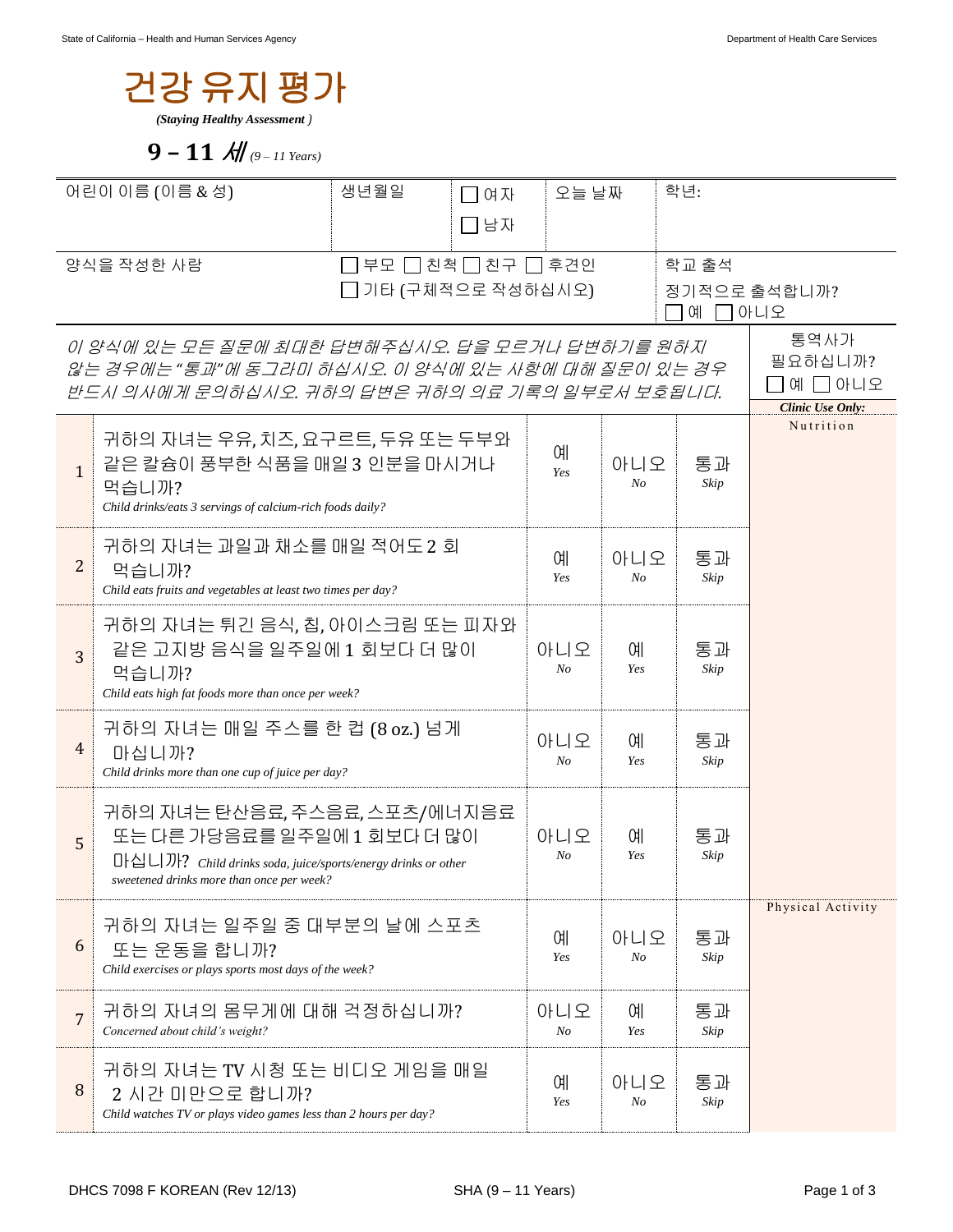# 건강 유지 평가

***(Staying Healthy Assessment )***

## 9 – 11 세 *(9 – 11 Years)*

| 어린이 이름 (이름 & 성) | 생년월일 | ☐ 여자 ☐ 남자 | 오늘 날짜 | 학년: |
|---|---|---|---|---|
| 양식을 작성한 사람 | ☐ 부모 ☐ 친척 ☐ 친구 ☐ 후견인 ☐ 기타 (구체적으로 작성하십시오) | | | 학교 출석 정기적으로 출석합니까? ☐ 예 ☐ 아니오 |

*이 양식에 있는 모든 질문에 최대한 답변해주십시오. 답을 모르거나 답변하기를 원하지 않는 경우에는 "통과"에 동그라미 하십시오. 이 양식에 있는 사항에 대해 질문이 있는 경우 반드시 의사에게 문의하십시오. 귀하의 답변은 귀하의 의료 기록의 일부로서 보호됩니다.*

통역사가 필요하십니까? ☐ 예 ☐ 아니오

| # | 질문 | | | | ***Clinic Use Only:*** |
|---|---|---|---|---|---|
| 1 | 귀하의 자녀는 우유, 치즈, 요구르트, 두유 또는 두부와 같은 칼슘이 풍부한 식품을 매일 3 인분을 마시거나 먹습니까? *Child drinks/eats 3 servings of calcium-rich foods daily?* | 예 *Yes* | 아니오 *No* | 통과 *Skip* | Nutrition |
| 2 | 귀하의 자녀는 과일과 채소를 매일 적어도 2 회 먹습니까? *Child eats fruits and vegetables at least two times per day?* | 예 *Yes* | 아니오 *No* | 통과 *Skip* | |
| 3 | 귀하의 자녀는 튀긴 음식, 칩, 아이스크림 또는 피자와 같은 고지방 음식을 일주일에 1 회보다 더 많이 먹습니까? *Child eats high fat foods more than once per week?* | 아니오 *No* | 예 *Yes* | 통과 *Skip* | |
| 4 | 귀하의 자녀는 매일 주스를 한 컵 (8 oz.) 넘게 마십니까? *Child drinks more than one cup of juice per day?* | 아니오 *No* | 예 *Yes* | 통과 *Skip* | |
| 5 | 귀하의 자녀는 탄산음료, 주스음료, 스포츠/에너지음료 또는 다른 가당음료를 일주일에 1 회보다 더 많이 마십니까? *Child drinks soda, juice/sports/energy drinks or other sweetened drinks more than once per week?* | 아니오 *No* | 예 *Yes* | 통과 *Skip* | |
| 6 | 귀하의 자녀는 일주일 중 대부분의 날에 스포츠 또는 운동을 합니까? *Child exercises or plays sports most days of the week?* | 예 *Yes* | 아니오 *No* | 통과 *Skip* | Physical Activity |
| 7 | 귀하의 자녀의 몸무게에 대해 걱정하십니까? *Concerned about child's weight?* | 아니오 *No* | 예 *Yes* | 통과 *Skip* | |
| 8 | 귀하의 자녀는 TV 시청 또는 비디오 게임을 매일 2 시간 미만으로 합니까? *Child watches TV or plays video games less than 2 hours per day?* | 예 *Yes* | 아니오 *No* | 통과 *Skip* | |

DHCS 7098 F KOREAN (Rev 12/13) SHA (9 – 11 Years)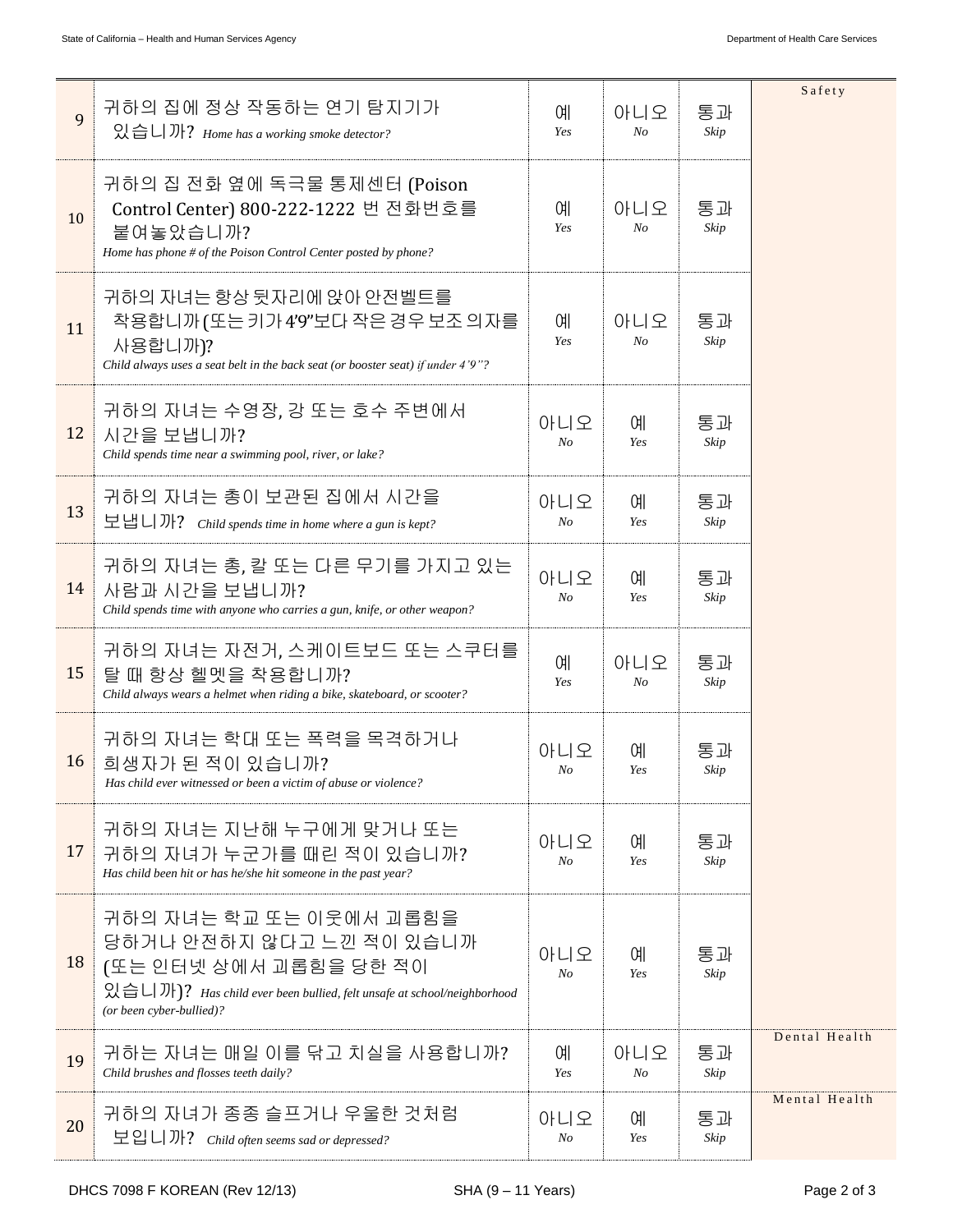| # | Question | | | | Category |
|---|---|---|---|---|---|
| 9 | 귀하의 집에 정상 작동하는 연기 탐지기가 있습니까? *Home has a working smoke detector?* | 예 *Yes* | 아니오 *No* | 통과 *Skip* | Safety |
| 10 | 귀하의 집 전화 옆에 독극물 통제센터 (Poison Control Center) 800-222-1222 번 전화번호를 붙여놓았습니까? *Home has phone # of the Poison Control Center posted by phone?* | 예 *Yes* | 아니오 *No* | 통과 *Skip* | |
| 11 | 귀하의 자녀는 항상 뒷자리에 앉아 안전벨트를 착용합니까 (또는 키가 4'9"보다 작은 경우 보조 의자를 사용합니까)? *Child always uses a seat belt in the back seat (or booster seat) if under 4'9"?* | 예 *Yes* | 아니오 *No* | 통과 *Skip* | |
| 12 | 귀하의 자녀는 수영장, 강 또는 호수 주변에서 시간을 보냅니까? *Child spends time near a swimming pool, river, or lake?* | 아니오 *No* | 예 *Yes* | 통과 *Skip* | |
| 13 | 귀하의 자녀는 총이 보관된 집에서 시간을 보냅니까? *Child spends time in home where a gun is kept?* | 아니오 *No* | 예 *Yes* | 통과 *Skip* | |
| 14 | 귀하의 자녀는 총, 칼 또는 다른 무기를 가지고 있는 사람과 시간을 보냅니까? *Child spends time with anyone who carries a gun, knife, or other weapon?* | 아니오 *No* | 예 *Yes* | 통과 *Skip* | |
| 15 | 귀하의 자녀는 자전거, 스케이트보드 또는 스쿠터를 탈 때 항상 헬멧을 착용합니까? *Child always wears a helmet when riding a bike, skateboard, or scooter?* | 예 *Yes* | 아니오 *No* | 통과 *Skip* | |
| 16 | 귀하의 자녀는 학대 또는 폭력을 목격하거나 희생자가 된 적이 있습니까? *Has child ever witnessed or been a victim of abuse or violence?* | 아니오 *No* | 예 *Yes* | 통과 *Skip* | |
| 17 | 귀하의 자녀는 지난해 누구에게 맞거나 또는 귀하의 자녀가 누군가를 때린 적이 있습니까? *Has child been hit or has he/she hit someone in the past year?* | 아니오 *No* | 예 *Yes* | 통과 *Skip* | |
| 18 | 귀하의 자녀는 학교 또는 이웃에서 괴롭힘을 당하거나 안전하지 않다고 느낀 적이 있습니까 (또는 인터넷 상에서 괴롭힘을 당한 적이 있습니까)? *Has child ever been bullied, felt unsafe at school/neighborhood (or been cyber-bullied)?* | 아니오 *No* | 예 *Yes* | 통과 *Skip* | |
| 19 | 귀하는 자녀는 매일 이를 닦고 치실을 사용합니까? *Child brushes and flosses teeth daily?* | 예 *Yes* | 아니오 *No* | 통과 *Skip* | Dental Health |
| 20 | 귀하의 자녀가 종종 슬프거나 우울한 것처럼 보입니까? *Child often seems sad or depressed?* | 아니오 *No* | 예 *Yes* | 통과 *Skip* | Mental Health |

DHCS 7098 F KOREAN (Rev 12/13) SHA (9 – 11 Years)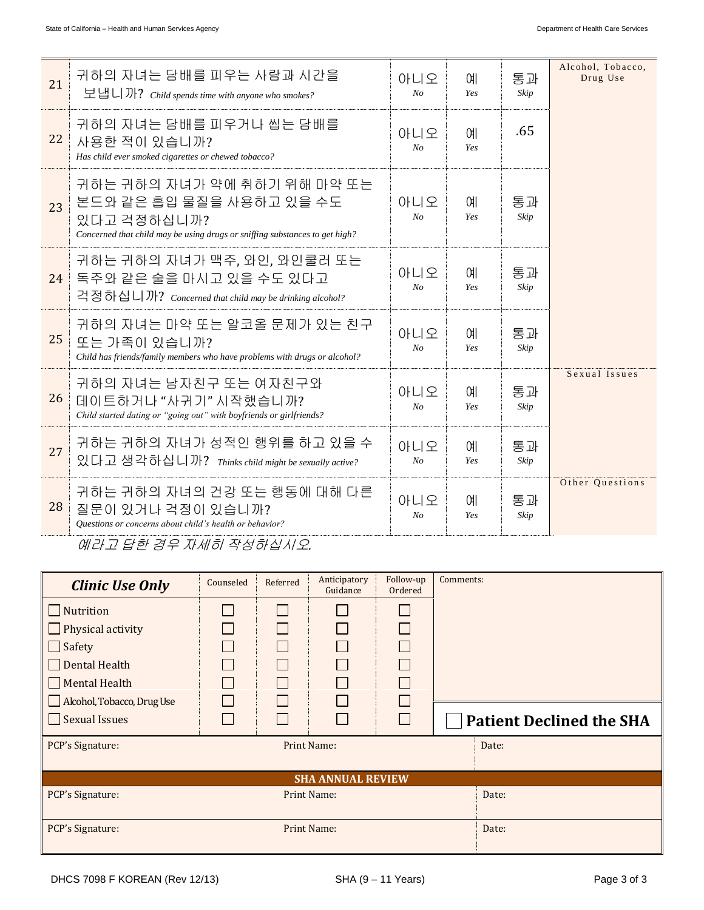| | | | | | |
|---|---|---|---|---|---|
| 21 | 귀하의 자녀는 담배를 피우는 사람과 시간을 보냅니까? *Child spends time with anyone who smokes?* | 아니오 *No* | 예 *Yes* | 통과 *Skip* | Alcohol, Tobacco, Drug Use |
| 22 | 귀하의 자녀는 담배를 피우거나 씹는 담배를 사용한 적이 있습니까? *Has child ever smoked cigarettes or chewed tobacco?* | 아니오 *No* | 예 *Yes* | .65 | |
| 23 | 귀하는 귀하의 자녀가 약에 취하기 위해 마약 또는 본드와 같은 흡입 물질을 사용하고 있을 수도 있다고 걱정하십니까? *Concerned that child may be using drugs or sniffing substances to get high?* | 아니오 *No* | 예 *Yes* | 통과 *Skip* | |
| 24 | 귀하는 귀하의 자녀가 맥주, 와인, 와인쿨러 또는 독주와 같은 술을 마시고 있을 수도 있다고 걱정하십니까? *Concerned that child may be drinking alcohol?* | 아니오 *No* | 예 *Yes* | 통과 *Skip* | |
| 25 | 귀하의 자녀는 마약 또는 알코올 문제가 있는 친구 또는 가족이 있습니까? *Child has friends/family members who have problems with drugs or alcohol?* | 아니오 *No* | 예 *Yes* | 통과 *Skip* | |
| 26 | 귀하의 자녀는 남자친구 또는 여자친구와 데이트하거나 "사귀기" 시작했습니까? *Child started dating or "going out" with boyfriends or girlfriends?* | 아니오 *No* | 예 *Yes* | 통과 *Skip* | Sexual Issues |
| 27 | 귀하는 귀하의 자녀가 성적인 행위를 하고 있을 수 있다고 생각하십니까? *Thinks child might be sexually active?* | 아니오 *No* | 예 *Yes* | 통과 *Skip* | |
| 28 | 귀하는 귀하의 자녀의 건강 또는 행동에 대해 다른 질문이 있거나 걱정이 있습니까? *Questions or concerns about child's health or behavior?* | 아니오 *No* | 예 *Yes* | 통과 *Skip* | Other Questions |

*예라고 답한 경우 자세히 작성하십시오.*

| ***Clinic Use Only*** | Counseled | Referred | Anticipatory Guidance | Follow-up Ordered | Comments: |
|---|---|---|---|---|---|
| ☐ Nutrition | ☐ | ☐ | ☐ | ☐ | |
| ☐ Physical activity | ☐ | ☐ | ☐ | ☐ | |
| ☐ Safety | ☐ | ☐ | ☐ | ☐ | |
| ☐ Dental Health | ☐ | ☐ | ☐ | ☐ | |
| ☐ Mental Health | ☐ | ☐ | ☐ | ☐ | |
| ☐ Alcohol, Tobacco, Drug Use | ☐ | ☐ | ☐ | ☐ | ☐ **Patient Declined the SHA** |
| ☐ Sexual Issues | ☐ | ☐ | ☐ | ☐ | |

| | | |
|---|---|---|
| PCP's Signature: | Print Name: | Date: |

**SHA ANNUAL REVIEW**

| | | |
|---|---|---|
| PCP's Signature: | Print Name: | Date: |
| PCP's Signature: | Print Name: | Date: |

DHCS 7098 F KOREAN (Rev 12/13) SHA (9 – 11 Years)